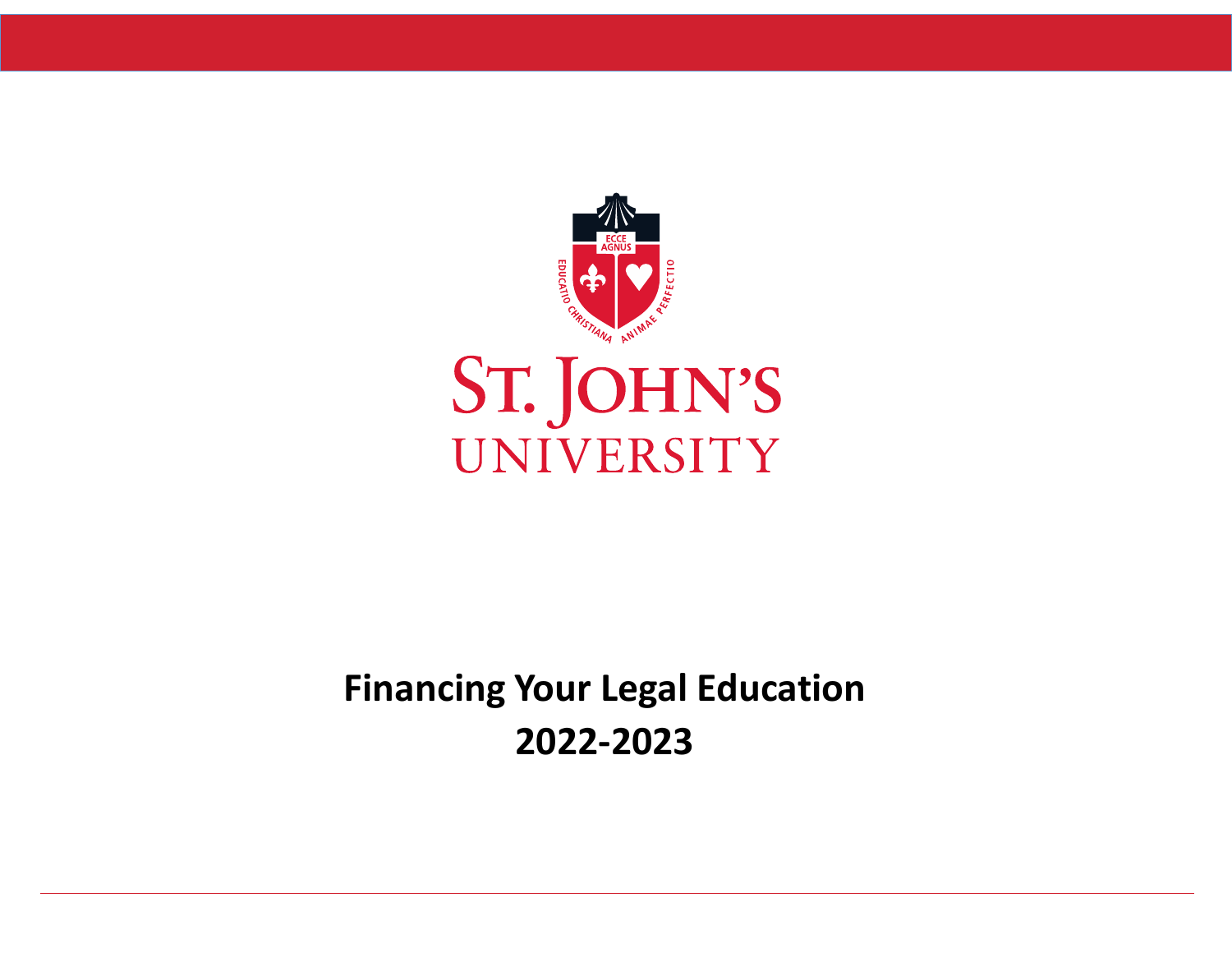ST. JOHN'S UNIVERSITY

# Financing Your Legal Education 2022-2023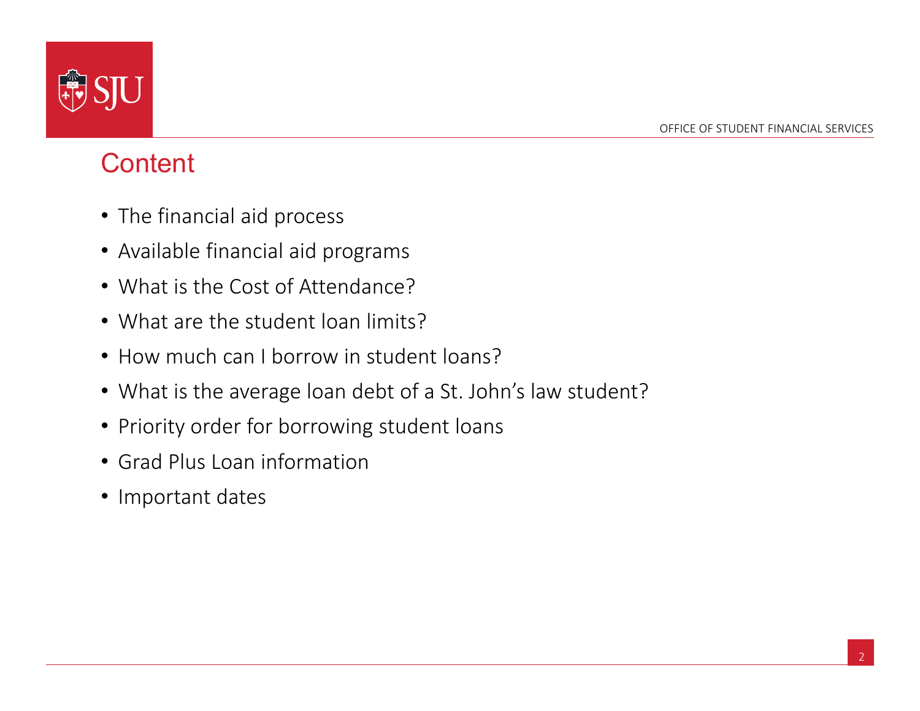# Content

- The financial aid process
- Available financial aid programs
- What is the Cost of Attendance?
- What are the student loan limits?
- How much can I borrow in student loans?
- What is the average loan debt of a St. John's law student?
- Priority order for borrowing student loans
- Grad Plus Loan information
- Important dates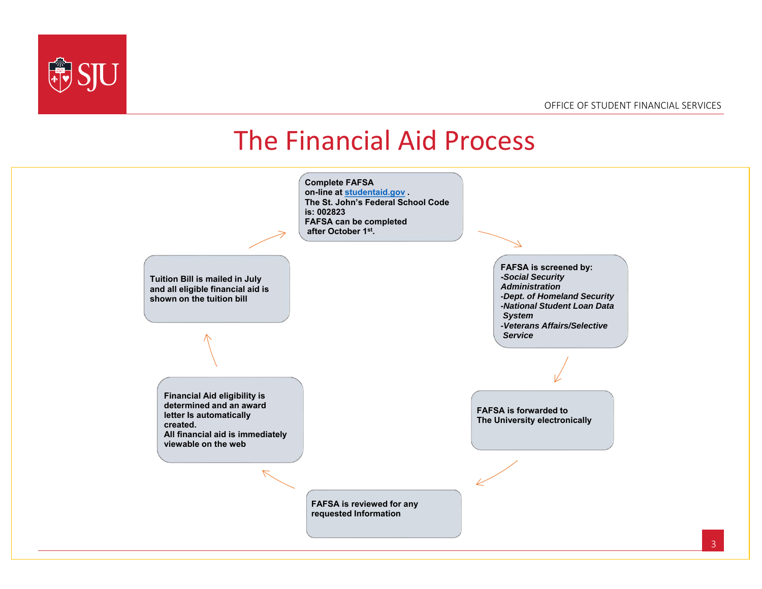# The Financial Aid Process

1. **Complete FAFSA on-line at [studentaid.gov](https://studentaid.gov) .**
   **The St. John's Federal School Code is: 002823**
   **FAFSA can be completed after October 1st.**

2. **FAFSA is screened by:**
   - ***Social Security Administration***
   - ***Dept. of Homeland Security***
   - ***National Student Loan Data System***
   - ***Veterans Affairs/Selective Service***

3. **FAFSA is forwarded to The University electronically**

4. **FAFSA is reviewed for any requested Information**

5. **Financial Aid eligibility is determined and an award letter Is automatically created.**
   **All financial aid is immediately viewable on the web**

6. **Tuition Bill is mailed in July and all eligible financial aid is shown on the tuition bill**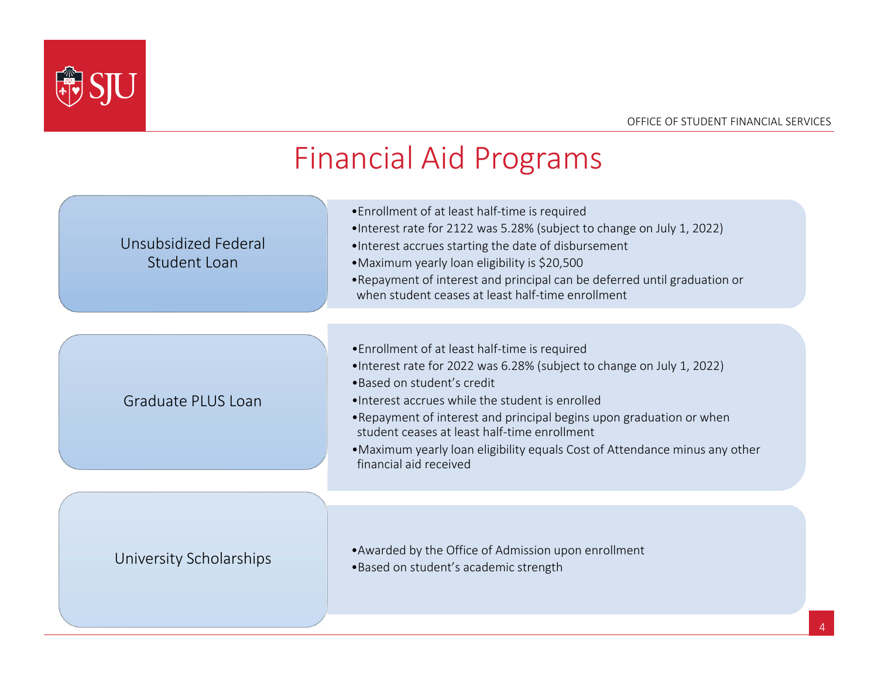# Financial Aid Programs

## Unsubsidized Federal Student Loan

- Enrollment of at least half-time is required
- Interest rate for 2122 was 5.28% (subject to change on July 1, 2022)
- Interest accrues starting the date of disbursement
- Maximum yearly loan eligibility is $20,500
- Repayment of interest and principal can be deferred until graduation or when student ceases at least half-time enrollment

## Graduate PLUS Loan

- Enrollment of at least half-time is required
- Interest rate for 2022 was 6.28% (subject to change on July 1, 2022)
- Based on student's credit
- Interest accrues while the student is enrolled
- Repayment of interest and principal begins upon graduation or when student ceases at least half-time enrollment
- Maximum yearly loan eligibility equals Cost of Attendance minus any other financial aid received

## University Scholarships

- Awarded by the Office of Admission upon enrollment
- Based on student's academic strength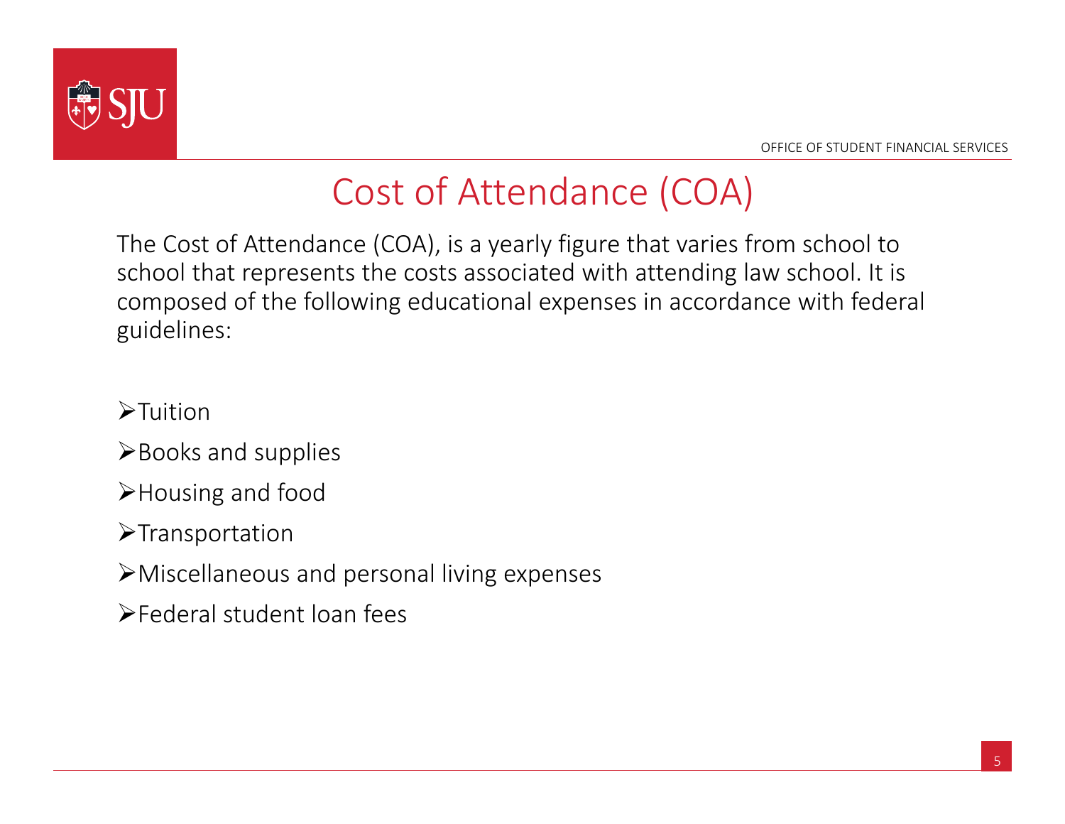# Cost of Attendance (COA)

The Cost of Attendance (COA), is a yearly figure that varies from school to school that represents the costs associated with attending law school. It is composed of the following educational expenses in accordance with federal guidelines:

- Tuition
- Books and supplies
- Housing and food
- Transportation
- Miscellaneous and personal living expenses
- Federal student loan fees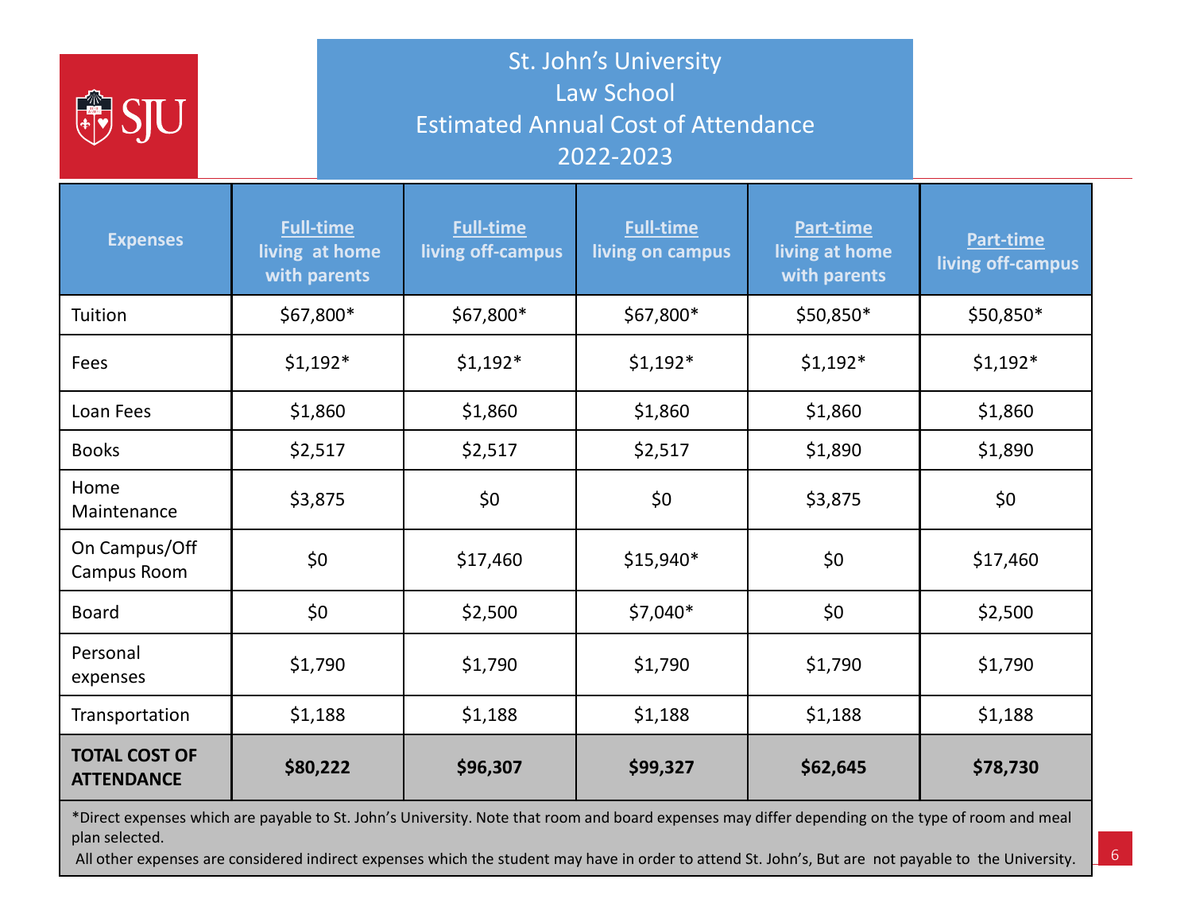# St. John's University
## Law School
## Estimated Annual Cost of Attendance
## 2022-2023

| Expenses | Full-time living at home with parents | Full-time living off-campus | Full-time living on campus | Part-time living at home with parents | Part-time living off-campus |
|---|---|---|---|---|---|
| Tuition | $67,800* | $67,800* | $67,800* | $50,850* | $50,850* |
| Fees | $1,192* | $1,192* | $1,192* | $1,192* | $1,192* |
| Loan Fees | $1,860 | $1,860 | $1,860 | $1,860 | $1,860 |
| Books | $2,517 | $2,517 | $2,517 | $1,890 | $1,890 |
| Home Maintenance | $3,875 | $0 | $0 | $3,875 | $0 |
| On Campus/Off Campus Room | $0 | $17,460 | $15,940* | $0 | $17,460 |
| Board | $0 | $2,500 | $7,040* | $0 | $2,500 |
| Personal expenses | $1,790 | $1,790 | $1,790 | $1,790 | $1,790 |
| Transportation | $1,188 | $1,188 | $1,188 | $1,188 | $1,188 |
| **TOTAL COST OF ATTENDANCE** | **$80,222** | **$96,307** | **$99,327** | **$62,645** | **$78,730** |

*Direct expenses which are payable to St. John's University. Note that room and board expenses may differ depending on the type of room and meal plan selected.

All other expenses are considered indirect expenses which the student may have in order to attend St. John's, But are not payable to the University.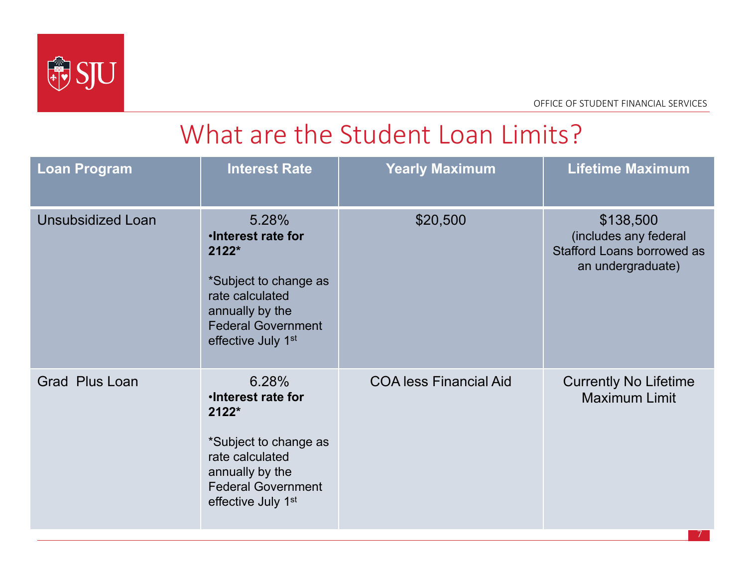# What are the Student Loan Limits?

| Loan Program | Interest Rate | Yearly Maximum | Lifetime Maximum |
|---|---|---|---|
| Unsubsidized Loan | 5.28% **•Interest rate for 2122*** *Subject to change as rate calculated annually by the Federal Government effective July 1st | $20,500 | $138,500 (includes any federal Stafford Loans borrowed as an undergraduate) |
| Grad Plus Loan | 6.28% **•Interest rate for 2122*** *Subject to change as rate calculated annually by the Federal Government effective July 1st | COA less Financial Aid | Currently No Lifetime Maximum Limit |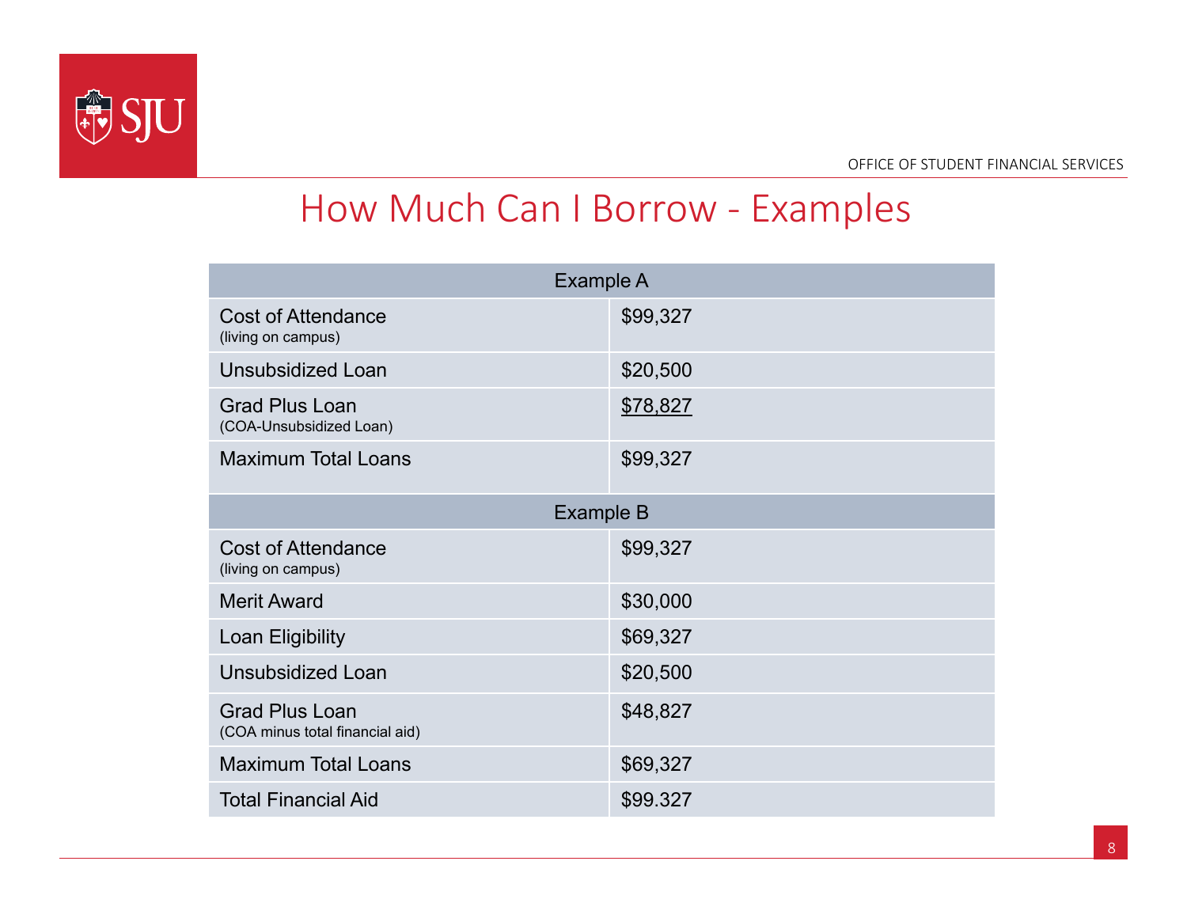# How Much Can I Borrow - Examples

| Example A | |
|---|---|
| Cost of Attendance (living on campus) | $99,327 |
| Unsubsidized Loan | $20,500 |
| Grad Plus Loan (COA-Unsubsidized Loan) | $78,827 |
| Maximum Total Loans | $99,327 |

| Example B | |
|---|---|
| Cost of Attendance (living on campus) | $99,327 |
| Merit Award | $30,000 |
| Loan Eligibility | $69,327 |
| Unsubsidized Loan | $20,500 |
| Grad Plus Loan (COA minus total financial aid) | $48,827 |
| Maximum Total Loans | $69,327 |
| Total Financial Aid | $99.327 |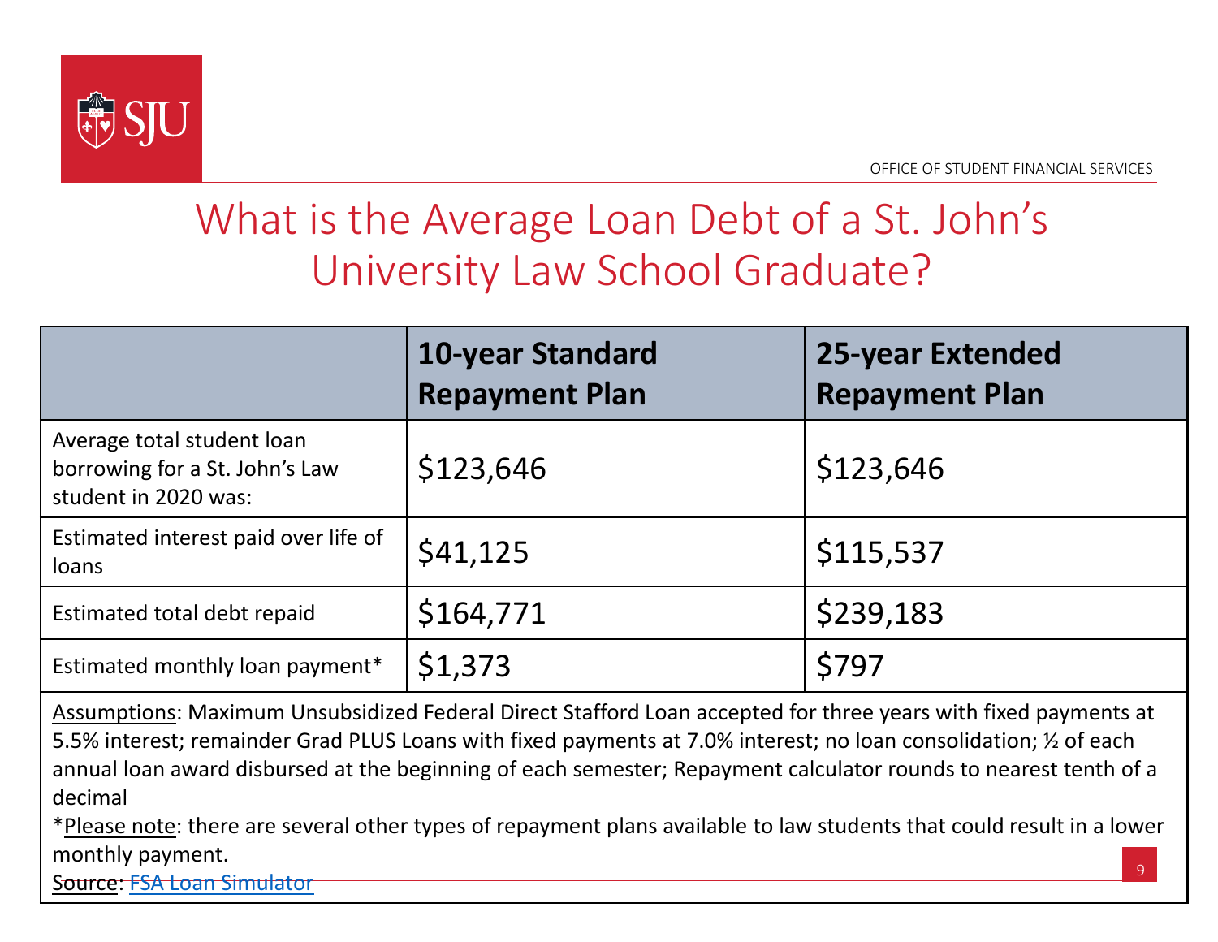# What is the Average Loan Debt of a St. John's University Law School Graduate?

| | 10-year Standard Repayment Plan | 25-year Extended Repayment Plan |
|---|---|---|
| Average total student loan borrowing for a St. John's Law student in 2020 was: | $123,646 | $123,646 |
| Estimated interest paid over life of loans | $41,125 | $115,537 |
| Estimated total debt repaid | $164,771 | $239,183 |
| Estimated monthly loan payment* | $1,373 | $797 |

Assumptions: Maximum Unsubsidized Federal Direct Stafford Loan accepted for three years with fixed payments at 5.5% interest; remainder Grad PLUS Loans with fixed payments at 7.0% interest; no loan consolidation; ½ of each annual loan award disbursed at the beginning of each semester; Repayment calculator rounds to nearest tenth of a decimal

*Please note: there are several other types of repayment plans available to law students that could result in a lower monthly payment.

Source: FSA Loan Simulator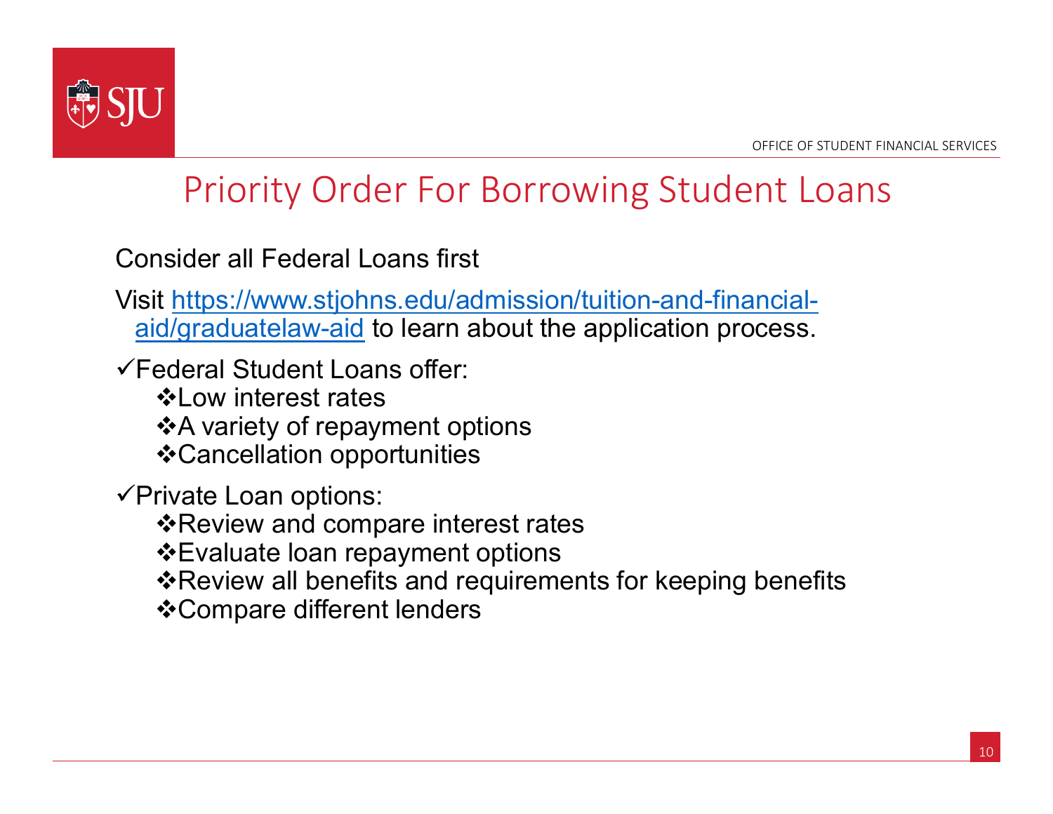# Priority Order For Borrowing Student Loans

Consider all Federal Loans first

Visit [https://www.stjohns.edu/admission/tuition-and-financial-aid/graduatelaw-aid](https://www.stjohns.edu/admission/tuition-and-financial-aid/graduatelaw-aid) to learn about the application process.

✓Federal Student Loans offer:

- ❖Low interest rates
- ❖A variety of repayment options
- ❖Cancellation opportunities

✓Private Loan options:

- ❖Review and compare interest rates
- ❖Evaluate loan repayment options
- ❖Review all benefits and requirements for keeping benefits
- ❖Compare different lenders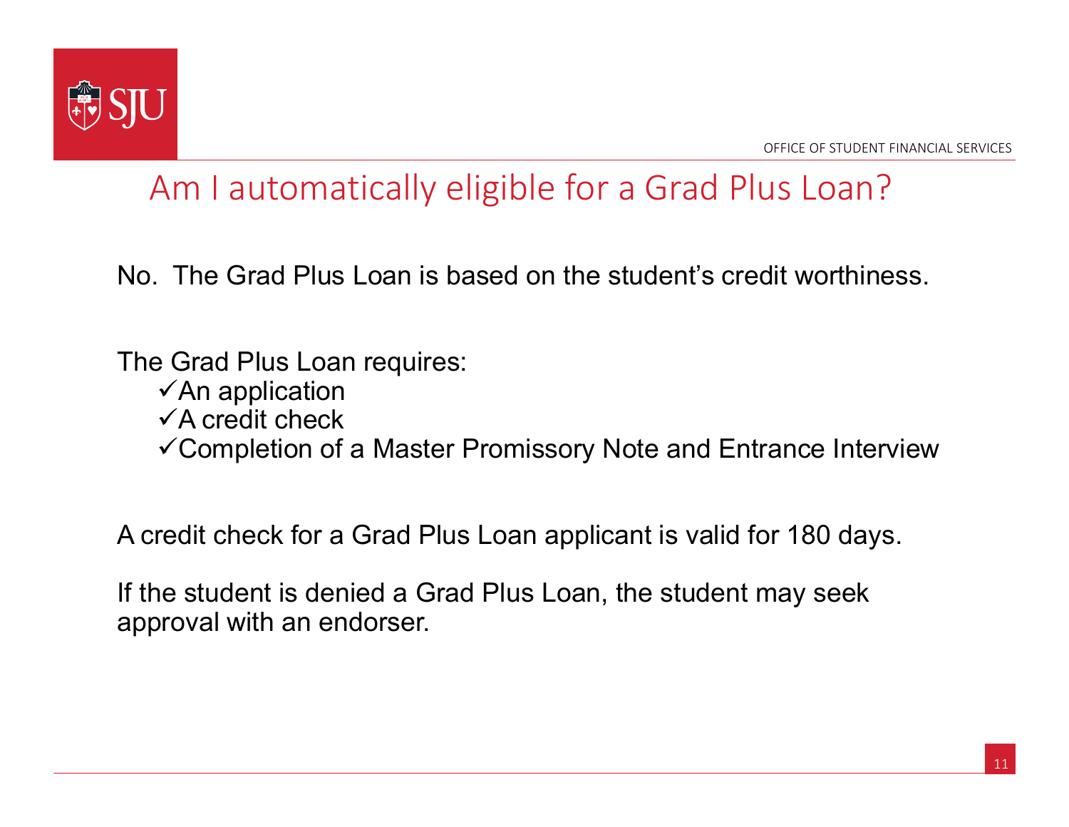# Am I automatically eligible for a Grad Plus Loan?

No. The Grad Plus Loan is based on the student's credit worthiness.

The Grad Plus Loan requires:

- ✓An application
- ✓A credit check
- ✓Completion of a Master Promissory Note and Entrance Interview

A credit check for a Grad Plus Loan applicant is valid for 180 days.

If the student is denied a Grad Plus Loan, the student may seek approval with an endorser.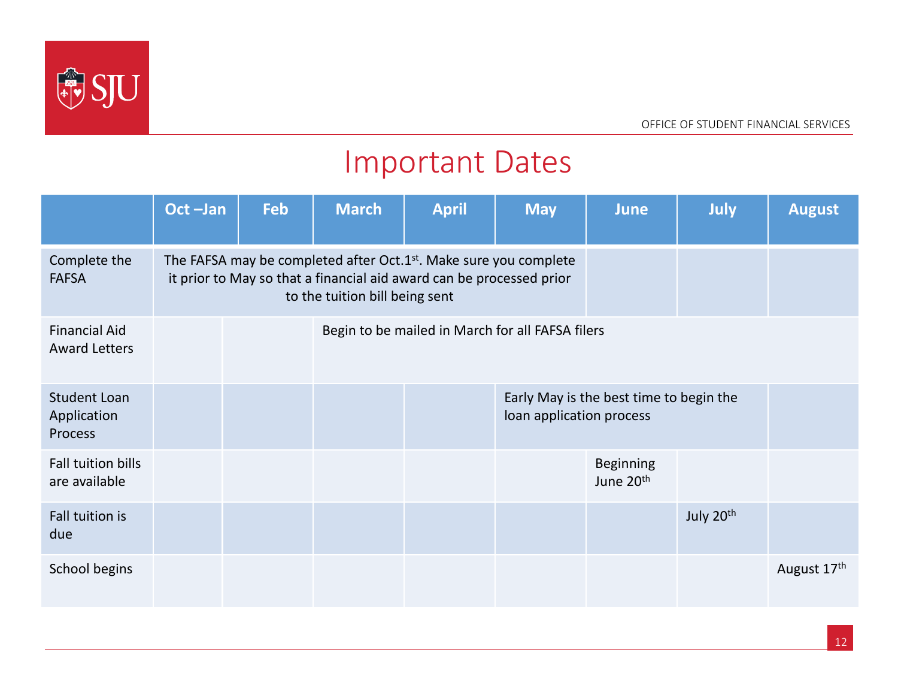# Important Dates

| | Oct –Jan | Feb | March | April | May | June | July | August |
|---|---|---|---|---|---|---|---|---|
| Complete the FAFSA | The FAFSA may be completed after Oct.1st. Make sure you complete it prior to May so that a financial aid award can be processed prior to the tuition bill being sent | | | | | | | |
| Financial Aid Award Letters | | | Begin to be mailed in March for all FAFSA filers | | | | | |
| Student Loan Application Process | | | | | Early May is the best time to begin the loan application process | | | |
| Fall tuition bills are available | | | | | | Beginning June 20th | | |
| Fall tuition is due | | | | | | | July 20th | |
| School begins | | | | | | | | August 17th |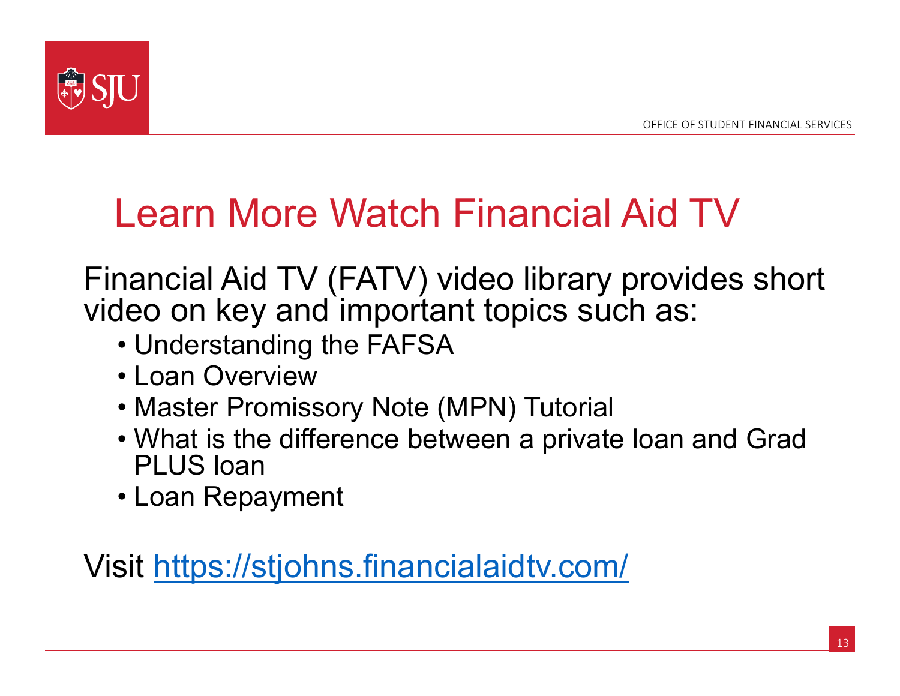# Learn More Watch Financial Aid TV

Financial Aid TV (FATV) video library provides short video on key and important topics such as:

- Understanding the FAFSA
- Loan Overview
- Master Promissory Note (MPN) Tutorial
- What is the difference between a private loan and Grad PLUS loan
- Loan Repayment

Visit [https://stjohns.financialaidtv.com/](https://stjohns.financialaidtv.com/)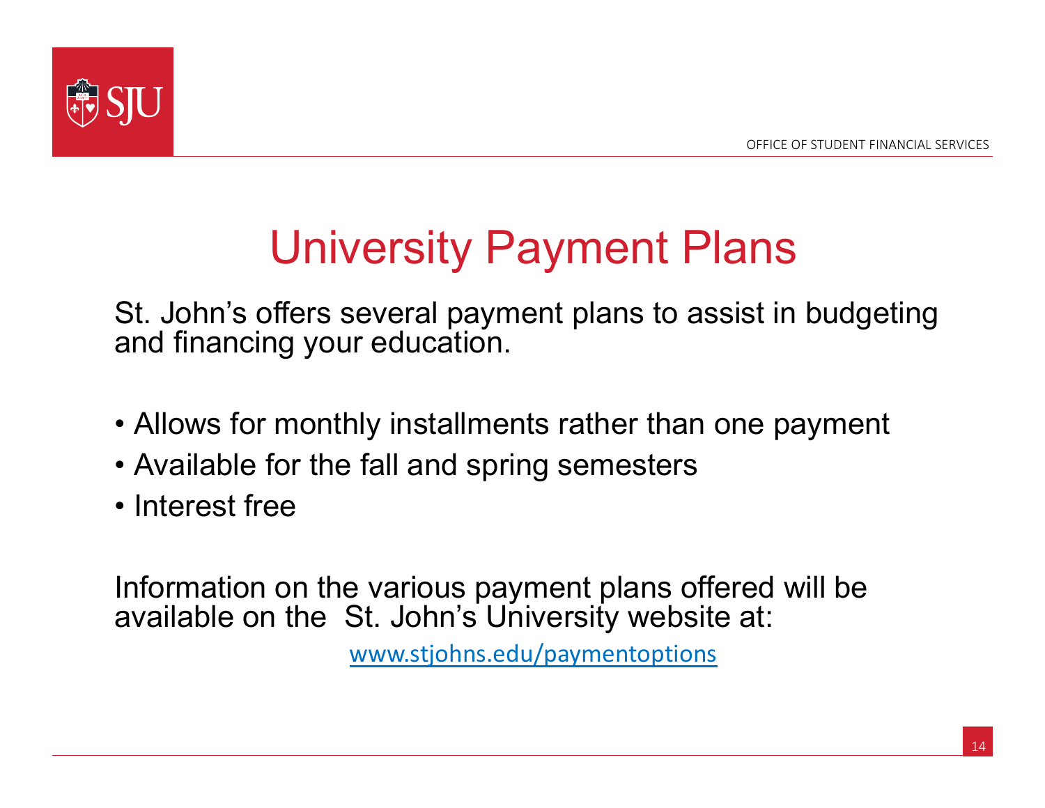# University Payment Plans

St. John's offers several payment plans to assist in budgeting and financing your education.

- Allows for monthly installments rather than one payment
- Available for the fall and spring semesters
- Interest free

Information on the various payment plans offered will be available on the St. John's University website at:

[www.stjohns.edu/paymentoptions](www.stjohns.edu/paymentoptions)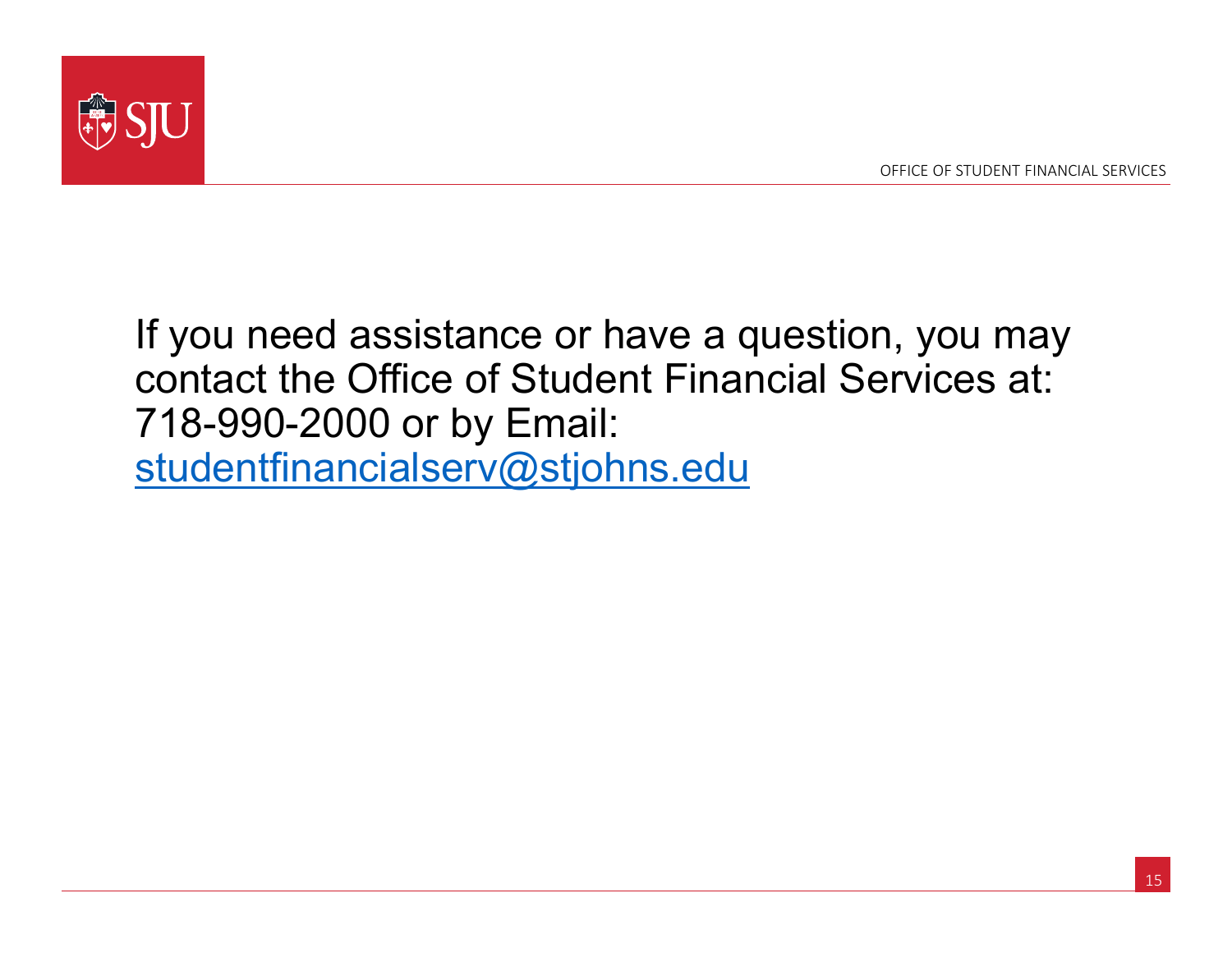If you need assistance or have a question, you may contact the Office of Student Financial Services at: 718-990-2000 or by Email: studentfinancialserv@stjohns.edu